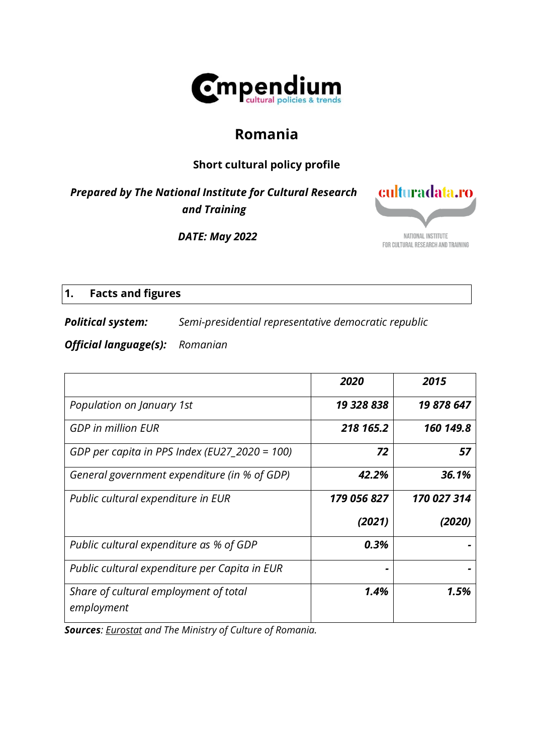# Romania

**Short cultural policy profile**

***Prepared by The National Institute for Cultural Research and Training***

***DATE: May 2022***

## 1. Facts and figures

***Political system:*** *Semi-presidential representative democratic republic*

***Official language(s):*** *Romanian*

| | *2020* | *2015* |
|---|---|---|
| *Population on January 1st* | ***19 328 838*** | ***19 878 647*** |
| *GDP in million EUR* | ***218 165.2*** | ***160 149.8*** |
| *GDP per capita in PPS Index (EU27_2020 = 100)* | ***72*** | ***57*** |
| *General government expenditure (in % of GDP)* | ***42.2%*** | ***36.1%*** |
| *Public cultural expenditure in EUR* | ***179 056 827 (2021)*** | ***170 027 314 (2020)*** |
| *Public cultural expenditure as % of GDP* | ***0.3%*** | ***-*** |
| *Public cultural expenditure per Capita in EUR* | ***-*** | ***-*** |
| *Share of cultural employment of total employment* | ***1.4%*** | ***1.5%*** |

***Sources****: Eurostat and The Ministry of Culture of Romania.*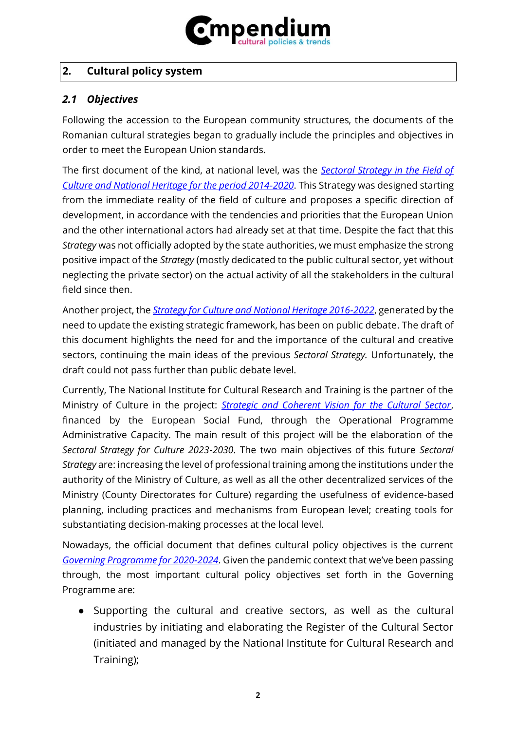## 2. Cultural policy system

### *2.1 Objectives*

Following the accession to the European community structures, the documents of the Romanian cultural strategies began to gradually include the principles and objectives in order to meet the European Union standards.

The first document of the kind, at national level, was the *Sectoral Strategy in the Field of Culture and National Heritage for the period 2014-2020*. This Strategy was designed starting from the immediate reality of the field of culture and proposes a specific direction of development, in accordance with the tendencies and priorities that the European Union and the other international actors had already set at that time. Despite the fact that this *Strategy* was not officially adopted by the state authorities, we must emphasize the strong positive impact of the *Strategy* (mostly dedicated to the public cultural sector, yet without neglecting the private sector) on the actual activity of all the stakeholders in the cultural field since then.

Another project, the *Strategy for Culture and National Heritage 2016-2022*, generated by the need to update the existing strategic framework, has been on public debate. The draft of this document highlights the need for and the importance of the cultural and creative sectors, continuing the main ideas of the previous *Sectoral Strategy.* Unfortunately, the draft could not pass further than public debate level.

Currently, The National Institute for Cultural Research and Training is the partner of the Ministry of Culture in the project: *Strategic and Coherent Vision for the Cultural Sector*, financed by the European Social Fund, through the Operational Programme Administrative Capacity. The main result of this project will be the elaboration of the *Sectoral Strategy for Culture 2023-2030*. The two main objectives of this future *Sectoral Strategy* are: increasing the level of professional training among the institutions under the authority of the Ministry of Culture, as well as all the other decentralized services of the Ministry (County Directorates for Culture) regarding the usefulness of evidence-based planning, including practices and mechanisms from European level; creating tools for substantiating decision-making processes at the local level.

Nowadays, the official document that defines cultural policy objectives is the current *Governing Programme for 2020-2024*. Given the pandemic context that we've been passing through, the most important cultural policy objectives set forth in the Governing Programme are:

- Supporting the cultural and creative sectors, as well as the cultural industries by initiating and elaborating the Register of the Cultural Sector (initiated and managed by the National Institute for Cultural Research and Training);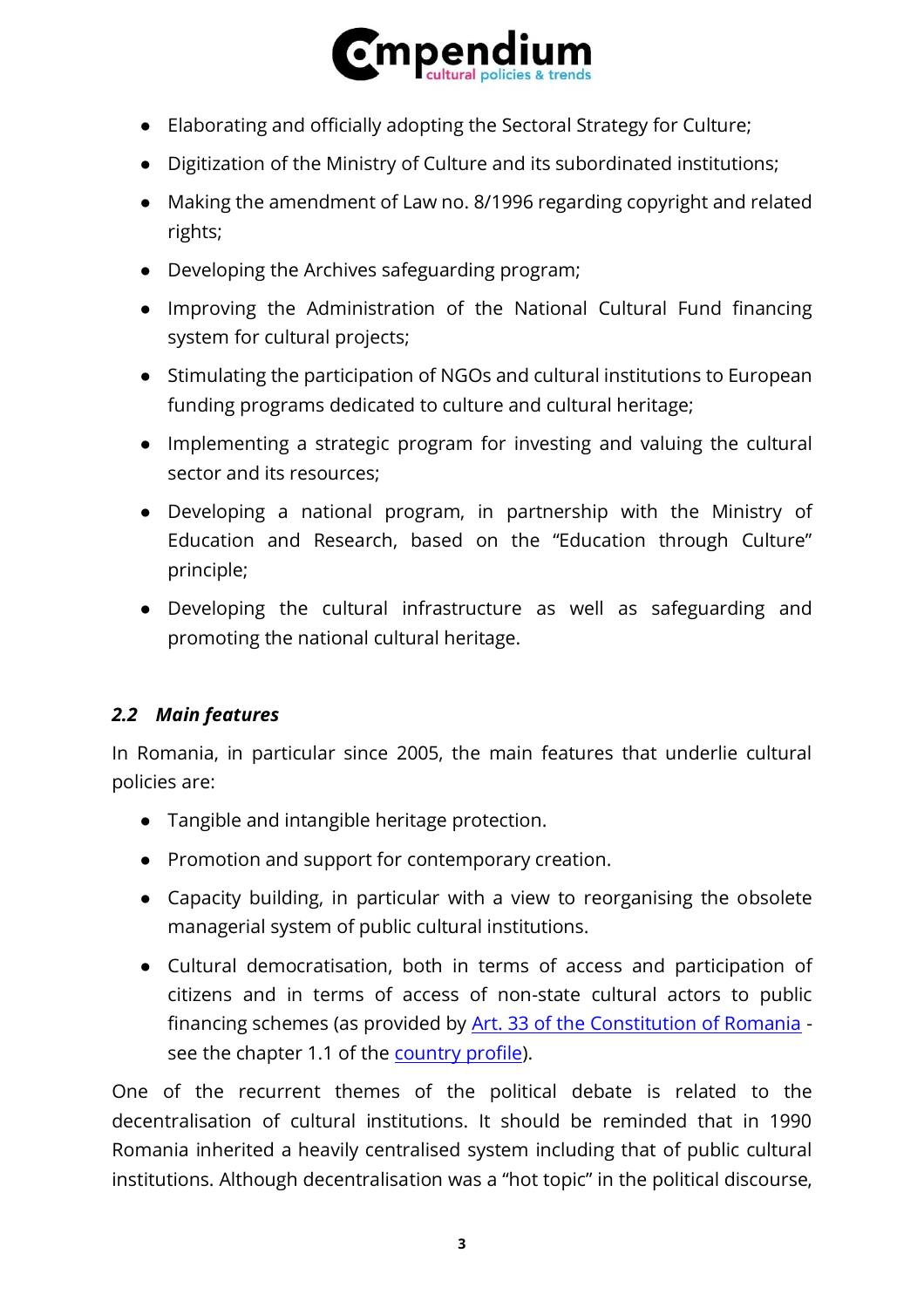- Elaborating and officially adopting the Sectoral Strategy for Culture;
- Digitization of the Ministry of Culture and its subordinated institutions;
- Making the amendment of Law no. 8/1996 regarding copyright and related rights;
- Developing the Archives safeguarding program;
- Improving the Administration of the National Cultural Fund financing system for cultural projects;
- Stimulating the participation of NGOs and cultural institutions to European funding programs dedicated to culture and cultural heritage;
- Implementing a strategic program for investing and valuing the cultural sector and its resources;
- Developing a national program, in partnership with the Ministry of Education and Research, based on the "Education through Culture" principle;
- Developing the cultural infrastructure as well as safeguarding and promoting the national cultural heritage.

### *2.2 Main features*

In Romania, in particular since 2005, the main features that underlie cultural policies are:

- Tangible and intangible heritage protection.
- Promotion and support for contemporary creation.
- Capacity building, in particular with a view to reorganising the obsolete managerial system of public cultural institutions.
- Cultural democratisation, both in terms of access and participation of citizens and in terms of access of non-state cultural actors to public financing schemes (as provided by [Art. 33 of the Constitution of Romania]() - see the chapter 1.1 of the [country profile]()).

One of the recurrent themes of the political debate is related to the decentralisation of cultural institutions. It should be reminded that in 1990 Romania inherited a heavily centralised system including that of public cultural institutions. Although decentralisation was a "hot topic" in the political discourse,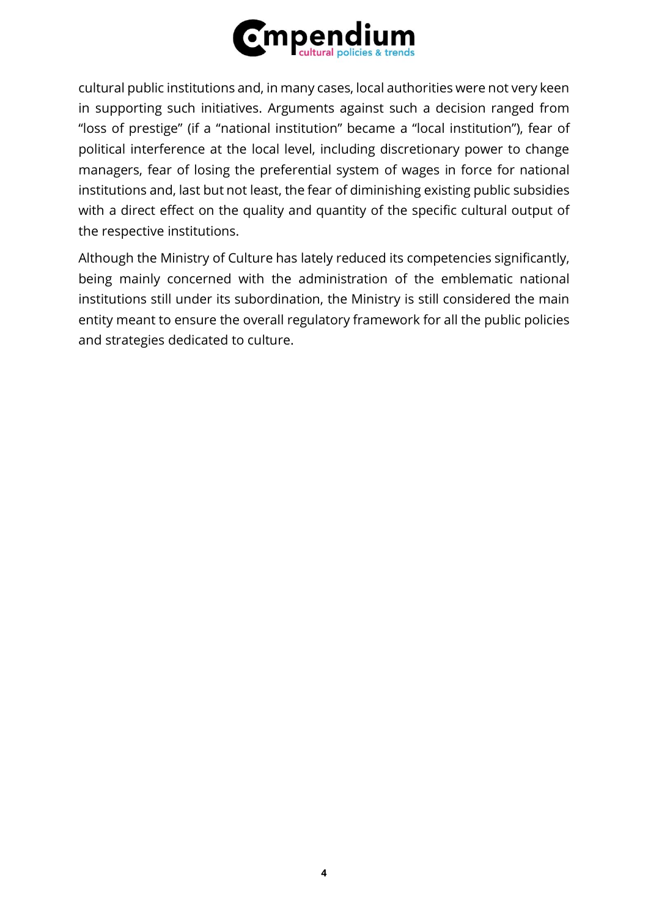cultural public institutions and, in many cases, local authorities were not very keen in supporting such initiatives. Arguments against such a decision ranged from "loss of prestige" (if a "national institution" became a "local institution"), fear of political interference at the local level, including discretionary power to change managers, fear of losing the preferential system of wages in force for national institutions and, last but not least, the fear of diminishing existing public subsidies with a direct effect on the quality and quantity of the specific cultural output of the respective institutions.

Although the Ministry of Culture has lately reduced its competencies significantly, being mainly concerned with the administration of the emblematic national institutions still under its subordination, the Ministry is still considered the main entity meant to ensure the overall regulatory framework for all the public policies and strategies dedicated to culture.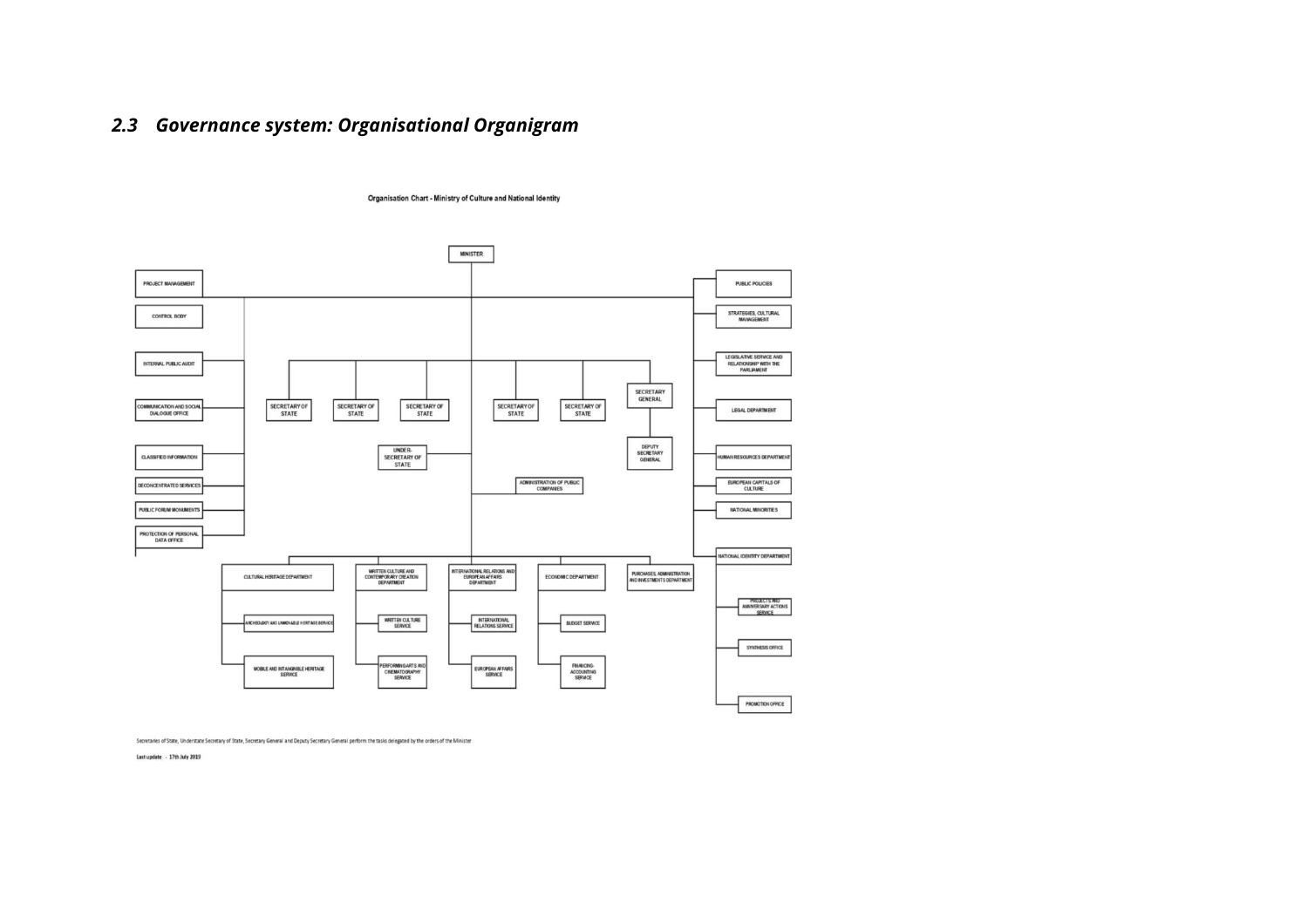### 2.3 Governance system: Organisational Organigram

**Organisation Chart - Ministry of Culture and National Identity**

- MINISTER
  - PROJECT MANAGEMENT
  - CONTROL BODY
  - INTERNAL PUBLIC AUDIT
  - COMMUNICATION AND SOCIAL DIALOGUE OFFICE
  - CLASSIFIED INFORMATION
  - DECONCENTRATED SERVICES
  - PUBLIC FORUM MONUMENTS
  - PROTECTION OF PERSONAL DATA OFFICE
  - PUBLIC POLICIES
  - STRATEGIES, CULTURAL MANAGEMENT
  - LEGISLATIVE SERVICE AND RELATIONSHIP WITH THE PARLIAMENT
  - LEGAL DEPARTMENT
  - HUMAN RESOURCES DEPARTMENT
  - EUROPEAN CAPITALS OF CULTURE
  - NATIONAL MINORITIES
  - NATIONAL IDENTITY DEPARTMENT
    - PROJECTS AND ANNIVERSARY ACTIONS SERVICE
    - SYNTHESIS OFFICE
    - PROMOTION OFFICE
  - SECRETARY OF STATE
  - SECRETARY OF STATE
  - SECRETARY OF STATE
  - SECRETARY OF STATE
  - SECRETARY OF STATE
  - SECRETARY GENERAL
    - DEPUTY SECRETARY GENERAL
  - UNDER-SECRETARY OF STATE
  - ADMINISTRATION OF PUBLIC COMPANIES
  - CULTURAL HERITAGE DEPARTMENT
    - ARCHEOLOGY AND UNMOVABLE HERITAGE SERVICE
    - MOBILE AND INTANGIBLE HERITAGE SERVICE
  - WRITTEN CULTURE AND CONTEMPORARY CREATION DEPARTMENT
    - WRITTEN CULTURE SERVICE
    - PERFORMING ARTS AND CINEMATOGRAPHY SERVICE
  - INTERNATIONAL RELATIONS AND EUROPEAN AFFAIRS DEPARTMENT
    - INTERNATIONAL RELATIONS SERVICE
    - EUROPEAN AFFAIRS SERVICE
  - ECONOMIC DEPARTMENT
    - BUDGET SERVICE
    - FINANCING-ACCOUNTING SERVICE
  - PURCHASES, ADMINISTRATION AND INVESTMENTS DEPARTMENT

Secretaries of State, Understate Secretary of State, Secretary General and Deputy Secretary General perform the tasks delegated by the orders of the Minister

Last update - 17th July 2019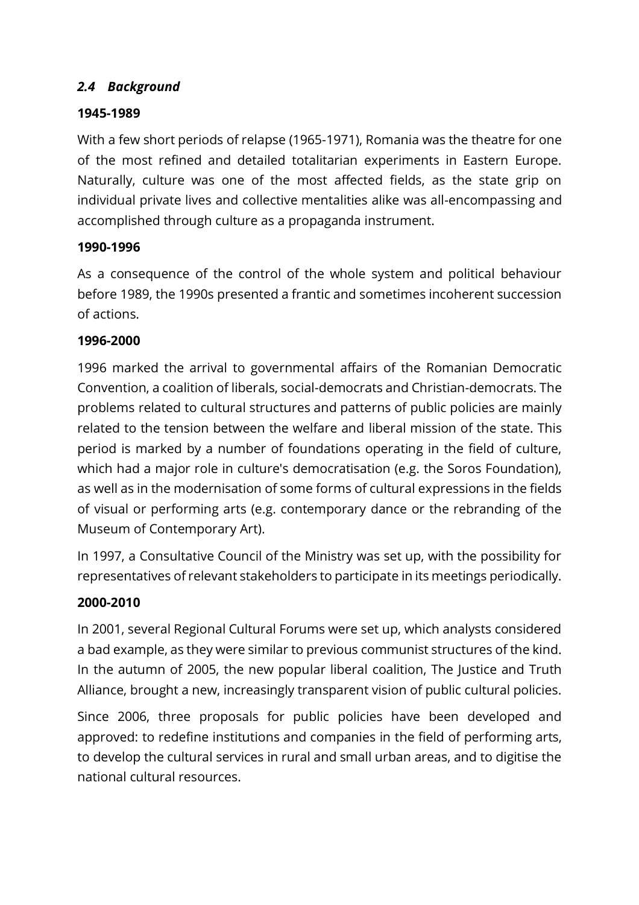### *2.4 Background*

**1945-1989**

With a few short periods of relapse (1965-1971), Romania was the theatre for one of the most refined and detailed totalitarian experiments in Eastern Europe. Naturally, culture was one of the most affected fields, as the state grip on individual private lives and collective mentalities alike was all-encompassing and accomplished through culture as a propaganda instrument.

**1990-1996**

As a consequence of the control of the whole system and political behaviour before 1989, the 1990s presented a frantic and sometimes incoherent succession of actions.

**1996-2000**

1996 marked the arrival to governmental affairs of the Romanian Democratic Convention, a coalition of liberals, social-democrats and Christian-democrats. The problems related to cultural structures and patterns of public policies are mainly related to the tension between the welfare and liberal mission of the state. This period is marked by a number of foundations operating in the field of culture, which had a major role in culture's democratisation (e.g. the Soros Foundation), as well as in the modernisation of some forms of cultural expressions in the fields of visual or performing arts (e.g. contemporary dance or the rebranding of the Museum of Contemporary Art).

In 1997, a Consultative Council of the Ministry was set up, with the possibility for representatives of relevant stakeholders to participate in its meetings periodically.

**2000-2010**

In 2001, several Regional Cultural Forums were set up, which analysts considered a bad example, as they were similar to previous communist structures of the kind. In the autumn of 2005, the new popular liberal coalition, The Justice and Truth Alliance, brought a new, increasingly transparent vision of public cultural policies.

Since 2006, three proposals for public policies have been developed and approved: to redefine institutions and companies in the field of performing arts, to develop the cultural services in rural and small urban areas, and to digitise the national cultural resources.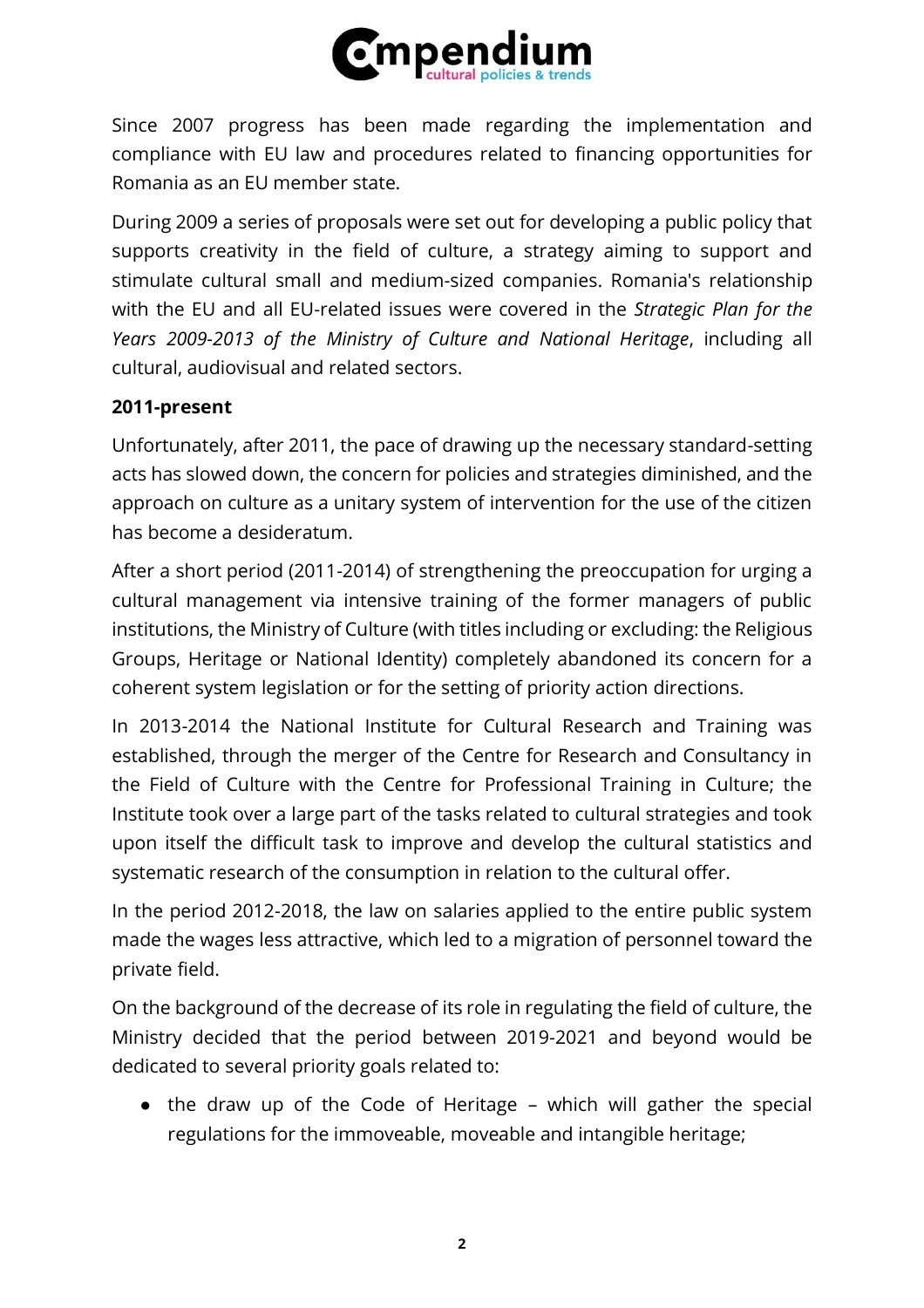Since 2007 progress has been made regarding the implementation and compliance with EU law and procedures related to financing opportunities for Romania as an EU member state.

During 2009 a series of proposals were set out for developing a public policy that supports creativity in the field of culture, a strategy aiming to support and stimulate cultural small and medium-sized companies. Romania's relationship with the EU and all EU-related issues were covered in the *Strategic Plan for the Years 2009-2013 of the Ministry of Culture and National Heritage*, including all cultural, audiovisual and related sectors.

**2011-present**

Unfortunately, after 2011, the pace of drawing up the necessary standard-setting acts has slowed down, the concern for policies and strategies diminished, and the approach on culture as a unitary system of intervention for the use of the citizen has become a desideratum.

After a short period (2011-2014) of strengthening the preoccupation for urging a cultural management via intensive training of the former managers of public institutions, the Ministry of Culture (with titles including or excluding: the Religious Groups, Heritage or National Identity) completely abandoned its concern for a coherent system legislation or for the setting of priority action directions.

In 2013-2014 the National Institute for Cultural Research and Training was established, through the merger of the Centre for Research and Consultancy in the Field of Culture with the Centre for Professional Training in Culture; the Institute took over a large part of the tasks related to cultural strategies and took upon itself the difficult task to improve and develop the cultural statistics and systematic research of the consumption in relation to the cultural offer.

In the period 2012-2018, the law on salaries applied to the entire public system made the wages less attractive, which led to a migration of personnel toward the private field.

On the background of the decrease of its role in regulating the field of culture, the Ministry decided that the period between 2019-2021 and beyond would be dedicated to several priority goals related to:

- the draw up of the Code of Heritage – which will gather the special regulations for the immoveable, moveable and intangible heritage;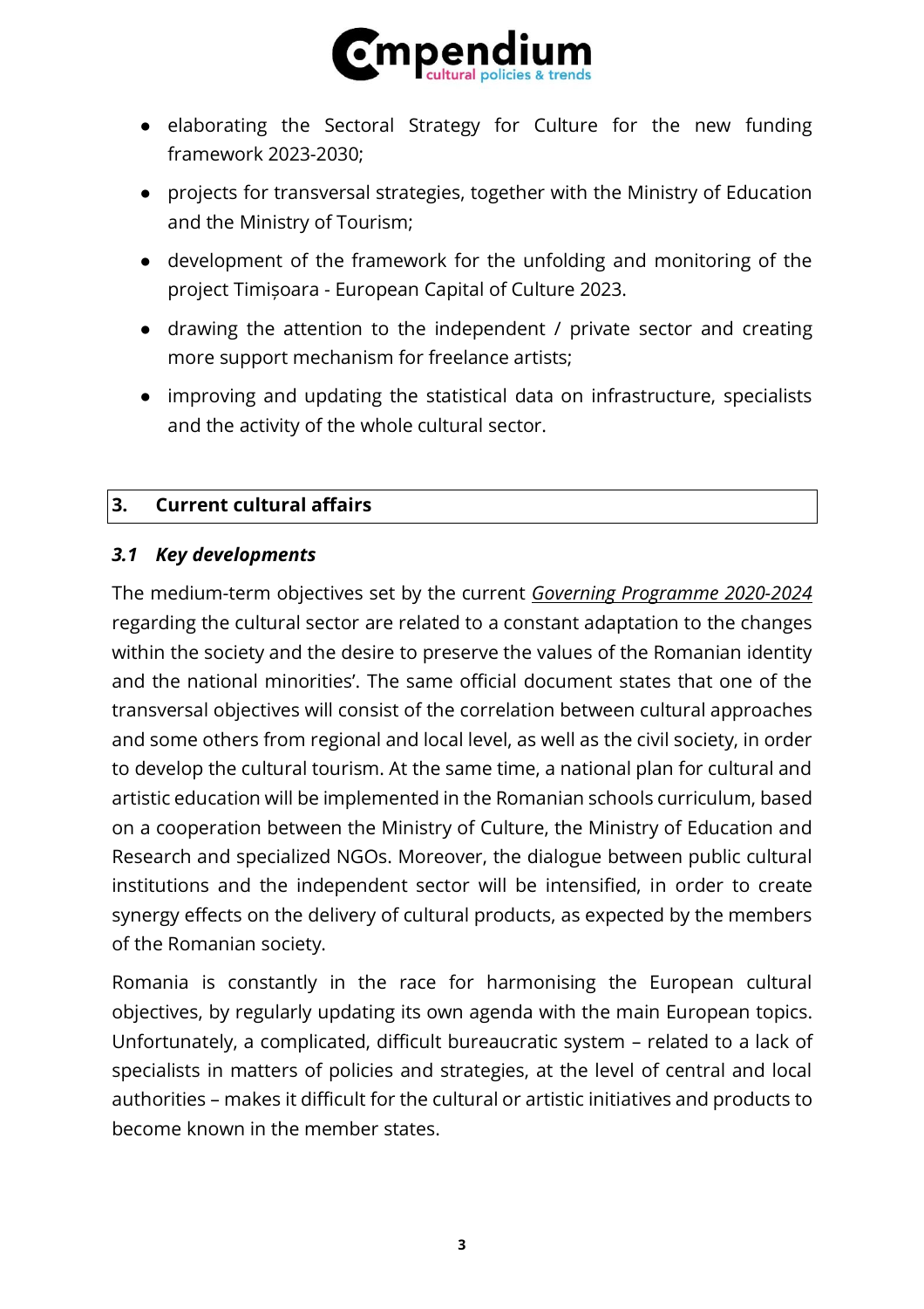- elaborating the Sectoral Strategy for Culture for the new funding framework 2023-2030;
- projects for transversal strategies, together with the Ministry of Education and the Ministry of Tourism;
- development of the framework for the unfolding and monitoring of the project Timișoara - European Capital of Culture 2023.
- drawing the attention to the independent / private sector and creating more support mechanism for freelance artists;
- improving and updating the statistical data on infrastructure, specialists and the activity of the whole cultural sector.

## 3. Current cultural affairs

### *3.1 Key developments*

The medium-term objectives set by the current *Governing Programme 2020-2024* regarding the cultural sector are related to a constant adaptation to the changes within the society and the desire to preserve the values of the Romanian identity and the national minorities'. The same official document states that one of the transversal objectives will consist of the correlation between cultural approaches and some others from regional and local level, as well as the civil society, in order to develop the cultural tourism. At the same time, a national plan for cultural and artistic education will be implemented in the Romanian schools curriculum, based on a cooperation between the Ministry of Culture, the Ministry of Education and Research and specialized NGOs. Moreover, the dialogue between public cultural institutions and the independent sector will be intensified, in order to create synergy effects on the delivery of cultural products, as expected by the members of the Romanian society.

Romania is constantly in the race for harmonising the European cultural objectives, by regularly updating its own agenda with the main European topics. Unfortunately, a complicated, difficult bureaucratic system – related to a lack of specialists in matters of policies and strategies, at the level of central and local authorities – makes it difficult for the cultural or artistic initiatives and products to become known in the member states.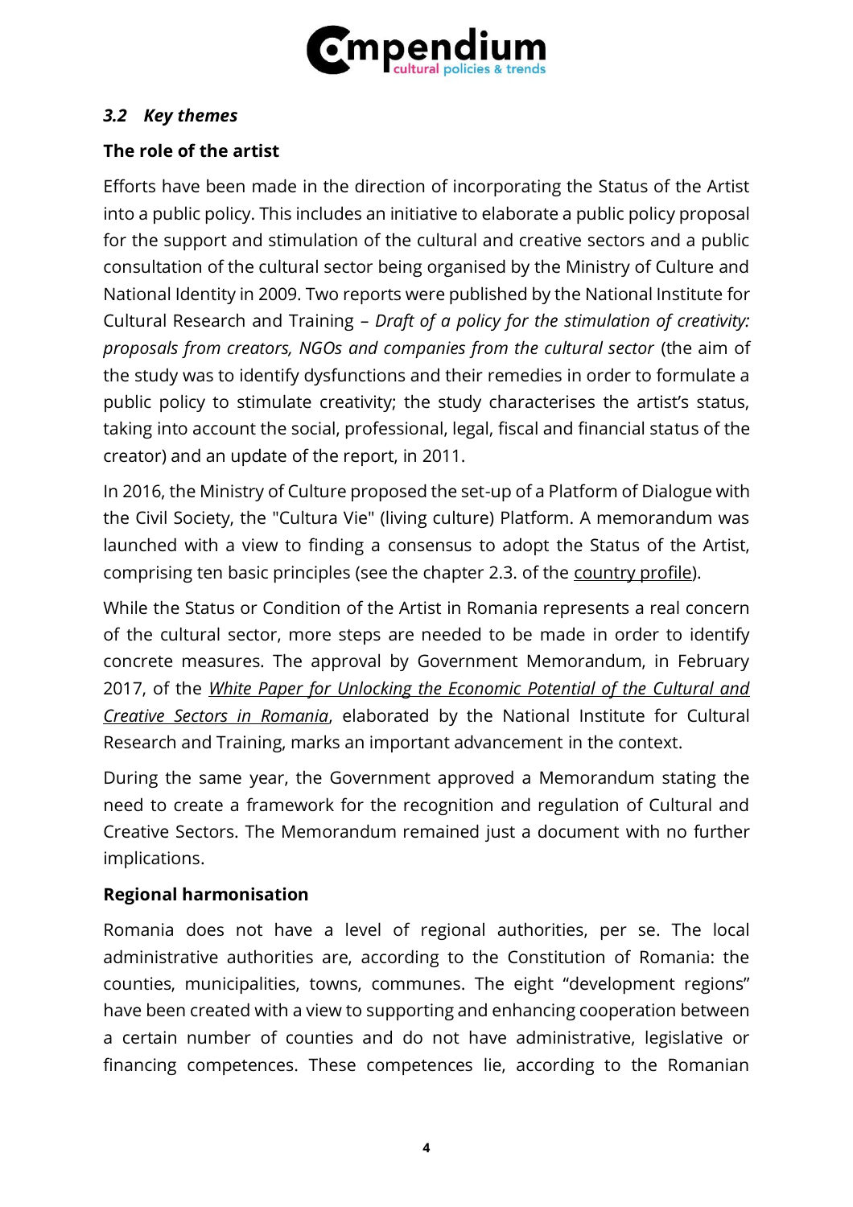### *3.2 Key themes*

**The role of the artist**

Efforts have been made in the direction of incorporating the Status of the Artist into a public policy. This includes an initiative to elaborate a public policy proposal for the support and stimulation of the cultural and creative sectors and a public consultation of the cultural sector being organised by the Ministry of Culture and National Identity in 2009. Two reports were published by the National Institute for Cultural Research and Training – *Draft of a policy for the stimulation of creativity: proposals from creators, NGOs and companies from the cultural sector* (the aim of the study was to identify dysfunctions and their remedies in order to formulate a public policy to stimulate creativity; the study characterises the artist's status, taking into account the social, professional, legal, fiscal and financial status of the creator) and an update of the report, in 2011.

In 2016, the Ministry of Culture proposed the set-up of a Platform of Dialogue with the Civil Society, the "Cultura Vie" (living culture) Platform. A memorandum was launched with a view to finding a consensus to adopt the Status of the Artist, comprising ten basic principles (see the chapter 2.3. of the country profile).

While the Status or Condition of the Artist in Romania represents a real concern of the cultural sector, more steps are needed to be made in order to identify concrete measures. The approval by Government Memorandum, in February 2017, of the *White Paper for Unlocking the Economic Potential of the Cultural and Creative Sectors in Romania*, elaborated by the National Institute for Cultural Research and Training, marks an important advancement in the context.

During the same year, the Government approved a Memorandum stating the need to create a framework for the recognition and regulation of Cultural and Creative Sectors. The Memorandum remained just a document with no further implications.

**Regional harmonisation**

Romania does not have a level of regional authorities, per se. The local administrative authorities are, according to the Constitution of Romania: the counties, municipalities, towns, communes. The eight "development regions" have been created with a view to supporting and enhancing cooperation between a certain number of counties and do not have administrative, legislative or financing competences. These competences lie, according to the Romanian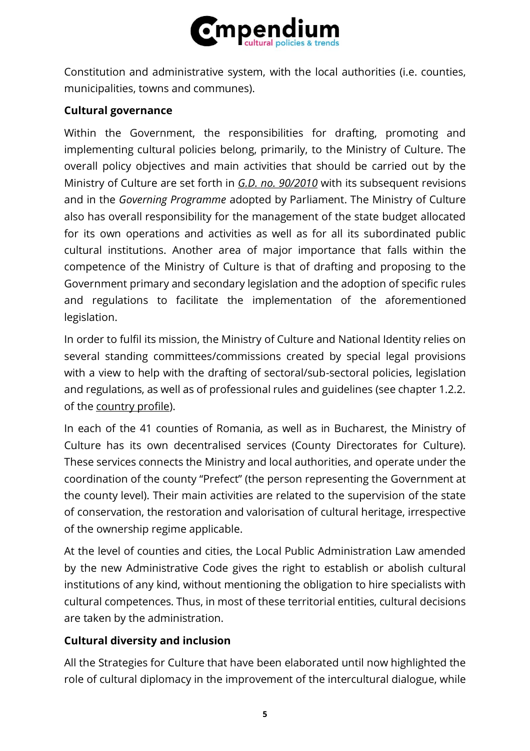Constitution and administrative system, with the local authorities (i.e. counties, municipalities, towns and communes).

**Cultural governance**

Within the Government, the responsibilities for drafting, promoting and implementing cultural policies belong, primarily, to the Ministry of Culture. The overall policy objectives and main activities that should be carried out by the Ministry of Culture are set forth in *G.D. no. 90/2010* with its subsequent revisions and in the *Governing Programme* adopted by Parliament. The Ministry of Culture also has overall responsibility for the management of the state budget allocated for its own operations and activities as well as for all its subordinated public cultural institutions. Another area of major importance that falls within the competence of the Ministry of Culture is that of drafting and proposing to the Government primary and secondary legislation and the adoption of specific rules and regulations to facilitate the implementation of the aforementioned legislation.

In order to fulfil its mission, the Ministry of Culture and National Identity relies on several standing committees/commissions created by special legal provisions with a view to help with the drafting of sectoral/sub-sectoral policies, legislation and regulations, as well as of professional rules and guidelines (see chapter 1.2.2. of the country profile).

In each of the 41 counties of Romania, as well as in Bucharest, the Ministry of Culture has its own decentralised services (County Directorates for Culture). These services connects the Ministry and local authorities, and operate under the coordination of the county "Prefect" (the person representing the Government at the county level). Their main activities are related to the supervision of the state of conservation, the restoration and valorisation of cultural heritage, irrespective of the ownership regime applicable.

At the level of counties and cities, the Local Public Administration Law amended by the new Administrative Code gives the right to establish or abolish cultural institutions of any kind, without mentioning the obligation to hire specialists with cultural competences. Thus, in most of these territorial entities, cultural decisions are taken by the administration.

**Cultural diversity and inclusion**

All the Strategies for Culture that have been elaborated until now highlighted the role of cultural diplomacy in the improvement of the intercultural dialogue, while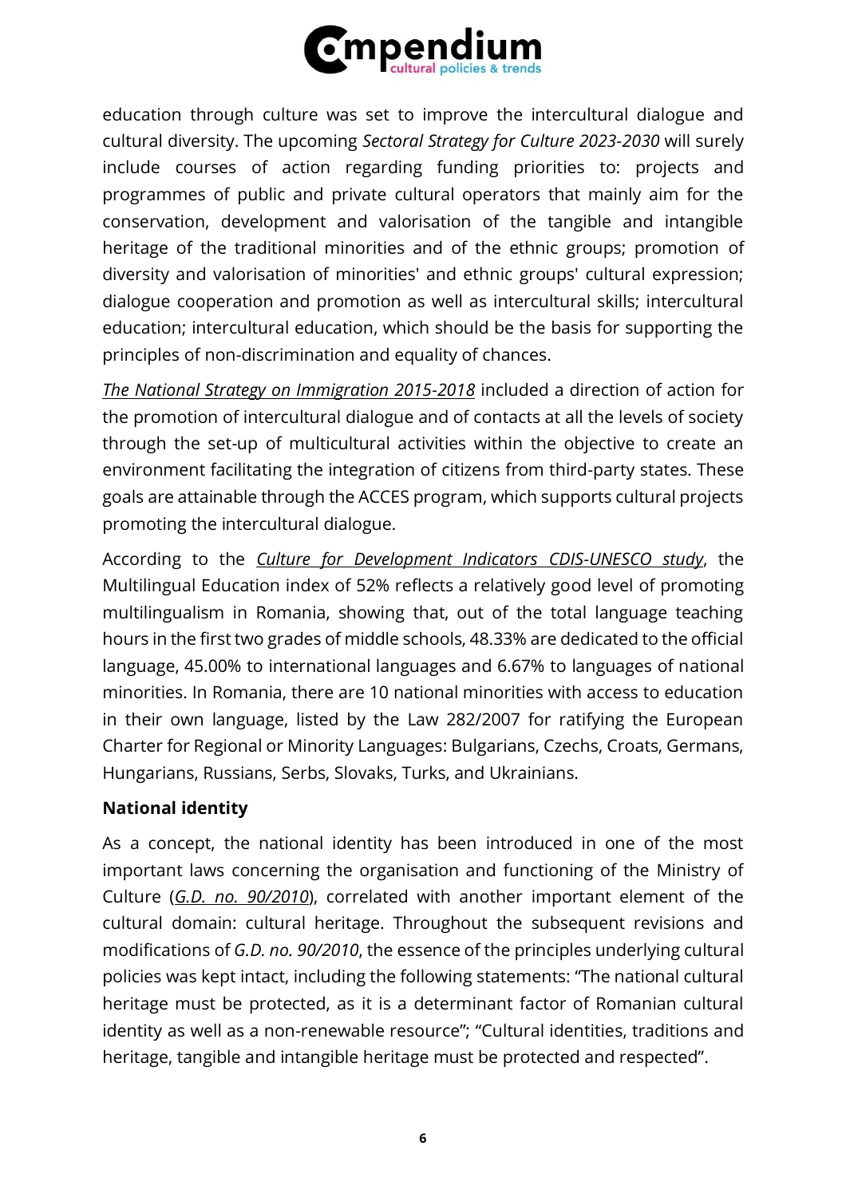education through culture was set to improve the intercultural dialogue and cultural diversity. The upcoming *Sectoral Strategy for Culture 2023-2030* will surely include courses of action regarding funding priorities to: projects and programmes of public and private cultural operators that mainly aim for the conservation, development and valorisation of the tangible and intangible heritage of the traditional minorities and of the ethnic groups; promotion of diversity and valorisation of minorities' and ethnic groups' cultural expression; dialogue cooperation and promotion as well as intercultural skills; intercultural education; intercultural education, which should be the basis for supporting the principles of non-discrimination and equality of chances.

*The National Strategy on Immigration 2015-2018* included a direction of action for the promotion of intercultural dialogue and of contacts at all the levels of society through the set-up of multicultural activities within the objective to create an environment facilitating the integration of citizens from third-party states. These goals are attainable through the ACCES program, which supports cultural projects promoting the intercultural dialogue.

According to the *Culture for Development Indicators CDIS-UNESCO study*, the Multilingual Education index of 52% reflects a relatively good level of promoting multilingualism in Romania, showing that, out of the total language teaching hours in the first two grades of middle schools, 48.33% are dedicated to the official language, 45.00% to international languages and 6.67% to languages of national minorities. In Romania, there are 10 national minorities with access to education in their own language, listed by the Law 282/2007 for ratifying the European Charter for Regional or Minority Languages: Bulgarians, Czechs, Croats, Germans, Hungarians, Russians, Serbs, Slovaks, Turks, and Ukrainians.

**National identity**

As a concept, the national identity has been introduced in one of the most important laws concerning the organisation and functioning of the Ministry of Culture (*G.D. no. 90/2010*), correlated with another important element of the cultural domain: cultural heritage. Throughout the subsequent revisions and modifications of *G.D. no. 90/2010*, the essence of the principles underlying cultural policies was kept intact, including the following statements: "The national cultural heritage must be protected, as it is a determinant factor of Romanian cultural identity as well as a non-renewable resource"; "Cultural identities, traditions and heritage, tangible and intangible heritage must be protected and respected".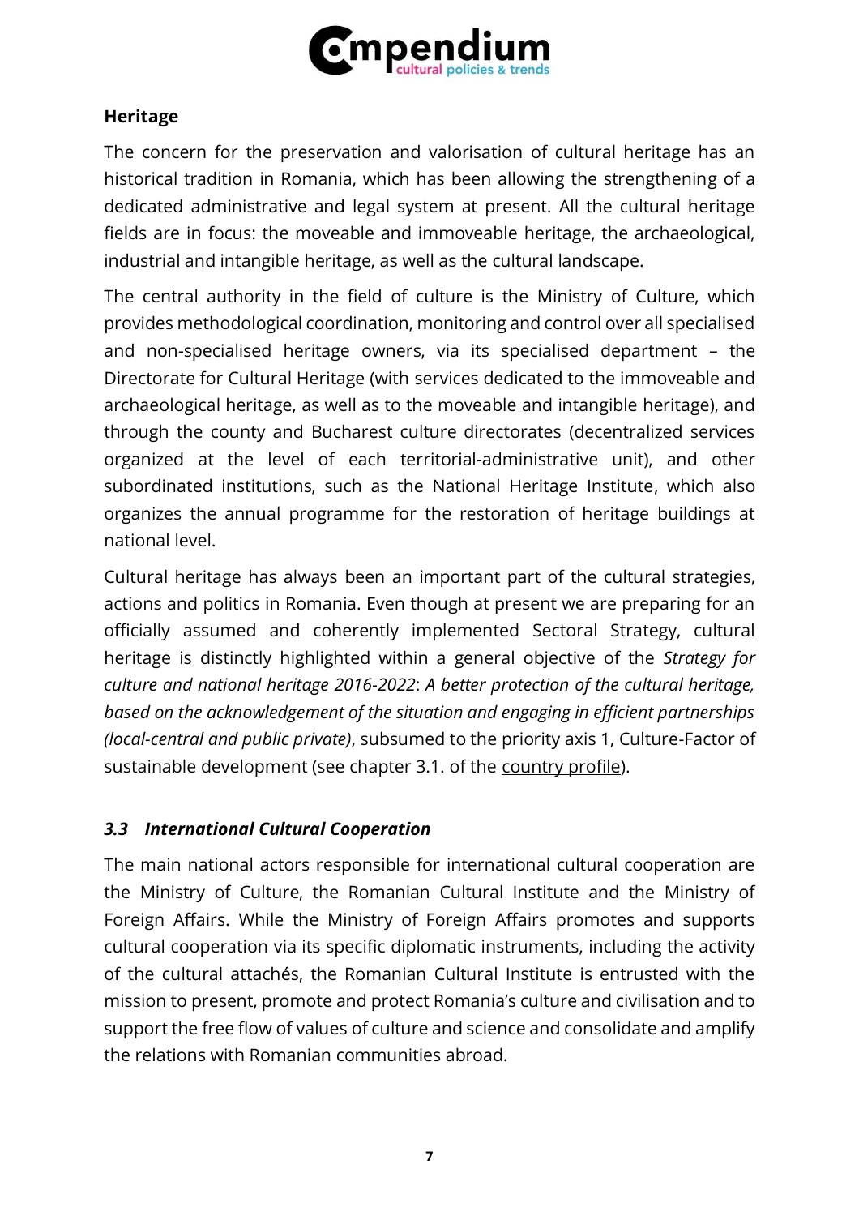**Heritage**

The concern for the preservation and valorisation of cultural heritage has an historical tradition in Romania, which has been allowing the strengthening of a dedicated administrative and legal system at present. All the cultural heritage fields are in focus: the moveable and immoveable heritage, the archaeological, industrial and intangible heritage, as well as the cultural landscape.

The central authority in the field of culture is the Ministry of Culture, which provides methodological coordination, monitoring and control over all specialised and non-specialised heritage owners, via its specialised department – the Directorate for Cultural Heritage (with services dedicated to the immoveable and archaeological heritage, as well as to the moveable and intangible heritage), and through the county and Bucharest culture directorates (decentralized services organized at the level of each territorial-administrative unit), and other subordinated institutions, such as the National Heritage Institute, which also organizes the annual programme for the restoration of heritage buildings at national level.

Cultural heritage has always been an important part of the cultural strategies, actions and politics in Romania. Even though at present we are preparing for an officially assumed and coherently implemented Sectoral Strategy, cultural heritage is distinctly highlighted within a general objective of the *Strategy for culture and national heritage 2016-2022*: *A better protection of the cultural heritage, based on the acknowledgement of the situation and engaging in efficient partnerships (local-central and public private)*, subsumed to the priority axis 1, Culture-Factor of sustainable development (see chapter 3.1. of the country profile).

### *3.3 International Cultural Cooperation*

The main national actors responsible for international cultural cooperation are the Ministry of Culture, the Romanian Cultural Institute and the Ministry of Foreign Affairs. While the Ministry of Foreign Affairs promotes and supports cultural cooperation via its specific diplomatic instruments, including the activity of the cultural attachés, the Romanian Cultural Institute is entrusted with the mission to present, promote and protect Romania's culture and civilisation and to support the free flow of values of culture and science and consolidate and amplify the relations with Romanian communities abroad.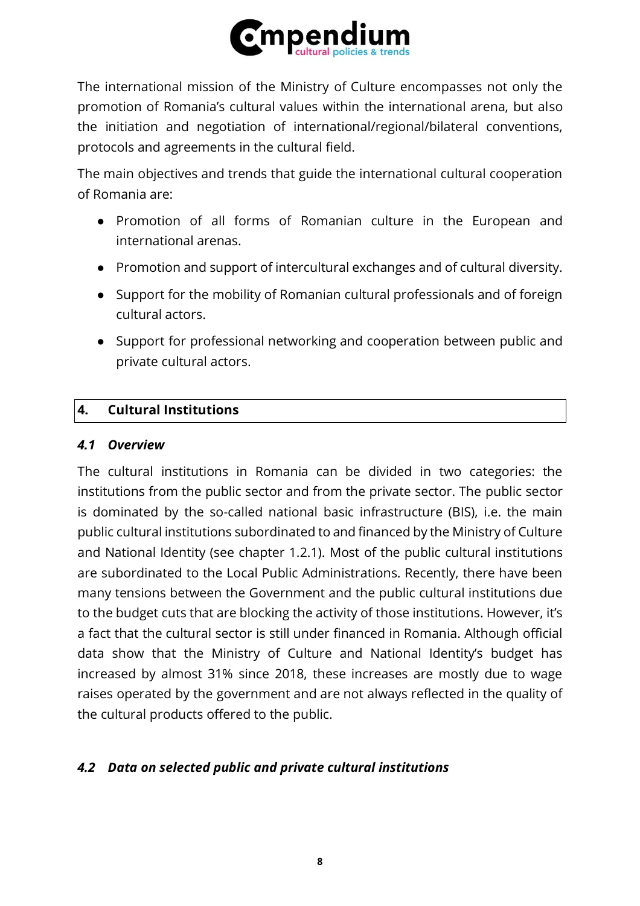The international mission of the Ministry of Culture encompasses not only the promotion of Romania's cultural values within the international arena, but also the initiation and negotiation of international/regional/bilateral conventions, protocols and agreements in the cultural field.

The main objectives and trends that guide the international cultural cooperation of Romania are:

- Promotion of all forms of Romanian culture in the European and international arenas.
- Promotion and support of intercultural exchanges and of cultural diversity.
- Support for the mobility of Romanian cultural professionals and of foreign cultural actors.
- Support for professional networking and cooperation between public and private cultural actors.

## 4. Cultural Institutions

### *4.1 Overview*

The cultural institutions in Romania can be divided in two categories: the institutions from the public sector and from the private sector. The public sector is dominated by the so-called national basic infrastructure (BIS), i.e. the main public cultural institutions subordinated to and financed by the Ministry of Culture and National Identity (see chapter 1.2.1). Most of the public cultural institutions are subordinated to the Local Public Administrations. Recently, there have been many tensions between the Government and the public cultural institutions due to the budget cuts that are blocking the activity of those institutions. However, it's a fact that the cultural sector is still under financed in Romania. Although official data show that the Ministry of Culture and National Identity's budget has increased by almost 31% since 2018, these increases are mostly due to wage raises operated by the government and are not always reflected in the quality of the cultural products offered to the public.

### *4.2 Data on selected public and private cultural institutions*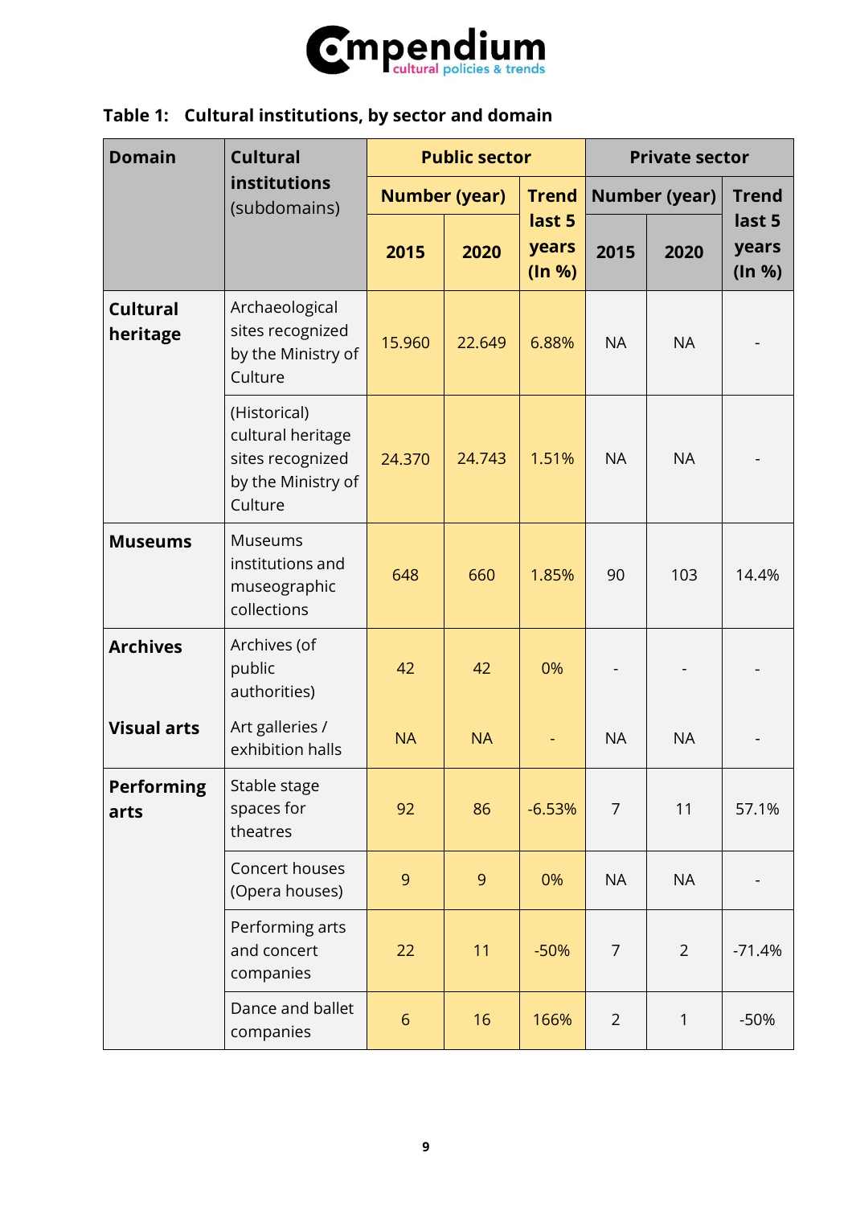**Table 1: Cultural institutions, by sector and domain**

| Domain | Cultural institutions (subdomains) | Public sector | | | Private sector | | |
|---|---|---|---|---|---|---|---|
| | | Number (year) | | Trend last 5 years (In %) | Number (year) | | Trend last 5 years (In %) |
| | | 2015 | 2020 | | 2015 | 2020 | |
| **Cultural heritage** | Archaeological sites recognized by the Ministry of Culture | 15.960 | 22.649 | 6.88% | NA | NA | - |
| | (Historical) cultural heritage sites recognized by the Ministry of Culture | 24.370 | 24.743 | 1.51% | NA | NA | - |
| **Museums** | Museums institutions and museographic collections | 648 | 660 | 1.85% | 90 | 103 | 14.4% |
| **Archives** | Archives (of public authorities) | 42 | 42 | 0% | - | - | - |
| **Visual arts** | Art galleries / exhibition halls | NA | NA | - | NA | NA | - |
| **Performing arts** | Stable stage spaces for theatres | 92 | 86 | -6.53% | 7 | 11 | 57.1% |
| | Concert houses (Opera houses) | 9 | 9 | 0% | NA | NA | - |
| | Performing arts and concert companies | 22 | 11 | -50% | 7 | 2 | -71.4% |
| | Dance and ballet companies | 6 | 16 | 166% | 2 | 1 | -50% |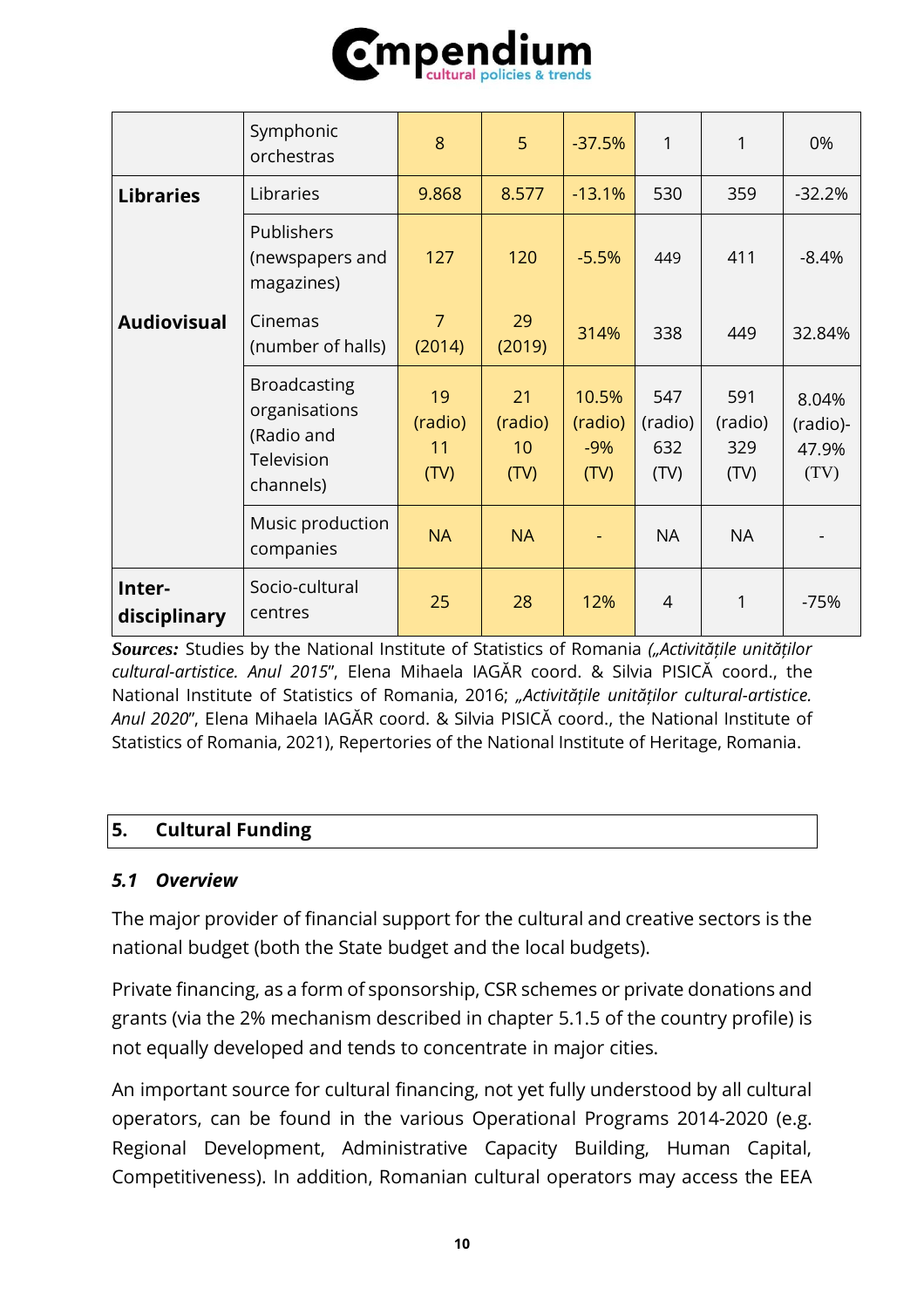|  |  |  |  |  |  |  |  |
|---|---|---|---|---|---|---|---|
|  | Symphonic orchestras | 8 | 5 | -37.5% | 1 | 1 | 0% |
| **Libraries** | Libraries | 9.868 | 8.577 | -13.1% | 530 | 359 | -32.2% |
| **Audiovisual** | Publishers (newspapers and magazines) | 127 | 120 | -5.5% | 449 | 411 | -8.4% |
|  | Cinemas (number of halls) | 7 (2014) | 29 (2019) | 314% | 338 | 449 | 32.84% |
|  | Broadcasting organisations (Radio and Television channels) | 19 (radio) 11 (TV) | 21 (radio) 10 (TV) | 10.5% (radio) -9% (TV) | 547 (radio) 632 (TV) | 591 (radio) 329 (TV) | 8.04% (radio)- 47.9% (TV) |
|  | Music production companies | NA | NA | - | NA | NA | - |
| **Inter-disciplinary** | Socio-cultural centres | 25 | 28 | 12% | 4 | 1 | -75% |

***Sources:*** Studies by the National Institute of Statistics of Romania (*„Activitățile unităților cultural-artistice. Anul 2015*", Elena Mihaela IAGĂR coord. & Silvia PISICĂ coord., the National Institute of Statistics of Romania, 2016; *„Activitățile unităților cultural-artistice. Anul 2020*", Elena Mihaela IAGĂR coord. & Silvia PISICĂ coord., the National Institute of Statistics of Romania, 2021), Repertories of the National Institute of Heritage, Romania.

## 5. Cultural Funding

### *5.1 Overview*

The major provider of financial support for the cultural and creative sectors is the national budget (both the State budget and the local budgets).

Private financing, as a form of sponsorship, CSR schemes or private donations and grants (via the 2% mechanism described in chapter 5.1.5 of the country profile) is not equally developed and tends to concentrate in major cities.

An important source for cultural financing, not yet fully understood by all cultural operators, can be found in the various Operational Programs 2014-2020 (e.g. Regional Development, Administrative Capacity Building, Human Capital, Competitiveness). In addition, Romanian cultural operators may access the EEA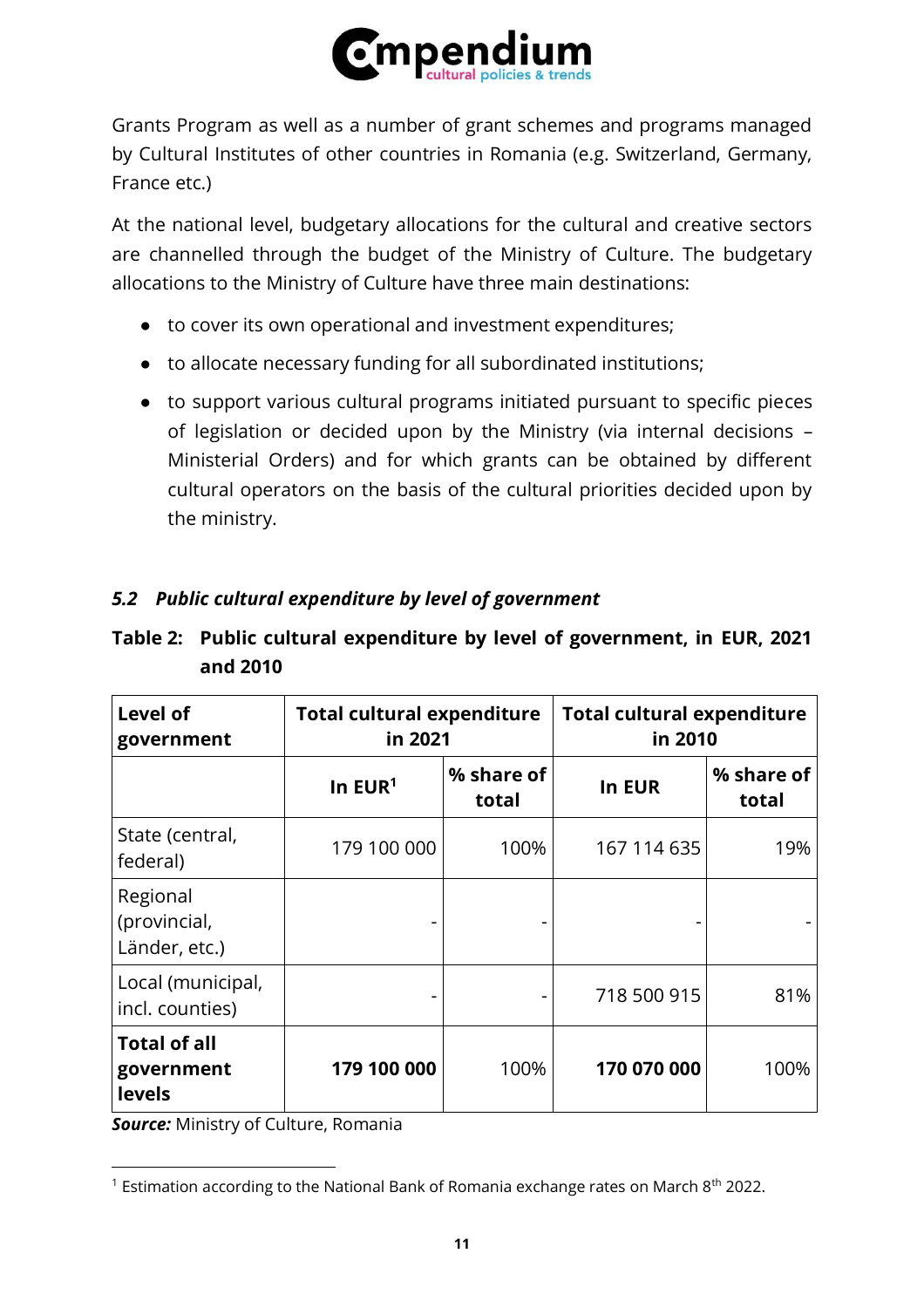Grants Program as well as a number of grant schemes and programs managed by Cultural Institutes of other countries in Romania (e.g. Switzerland, Germany, France etc.)

At the national level, budgetary allocations for the cultural and creative sectors are channelled through the budget of the Ministry of Culture. The budgetary allocations to the Ministry of Culture have three main destinations:

- to cover its own operational and investment expenditures;
- to allocate necessary funding for all subordinated institutions;
- to support various cultural programs initiated pursuant to specific pieces of legislation or decided upon by the Ministry (via internal decisions – Ministerial Orders) and for which grants can be obtained by different cultural operators on the basis of the cultural priorities decided upon by the ministry.

### *5.2 Public cultural expenditure by level of government*

**Table 2: Public cultural expenditure by level of government, in EUR, 2021 and 2010**

| Level of government | Total cultural expenditure in 2021 | | Total cultural expenditure in 2010 | |
|---|---|---|---|---|
| | In EUR[1] | % share of total | In EUR | % share of total |
| State (central, federal) | 179 100 000 | 100% | 167 114 635 | 19% |
| Regional (provincial, Länder, etc.) | - | - | - | - |
| Local (municipal, incl. counties) | - | - | 718 500 915 | 81% |
| **Total of all government levels** | **179 100 000** | 100% | **170 070 000** | 100% |

***Source:*** Ministry of Culture, Romania

[1] Estimation according to the National Bank of Romania exchange rates on March 8th 2022.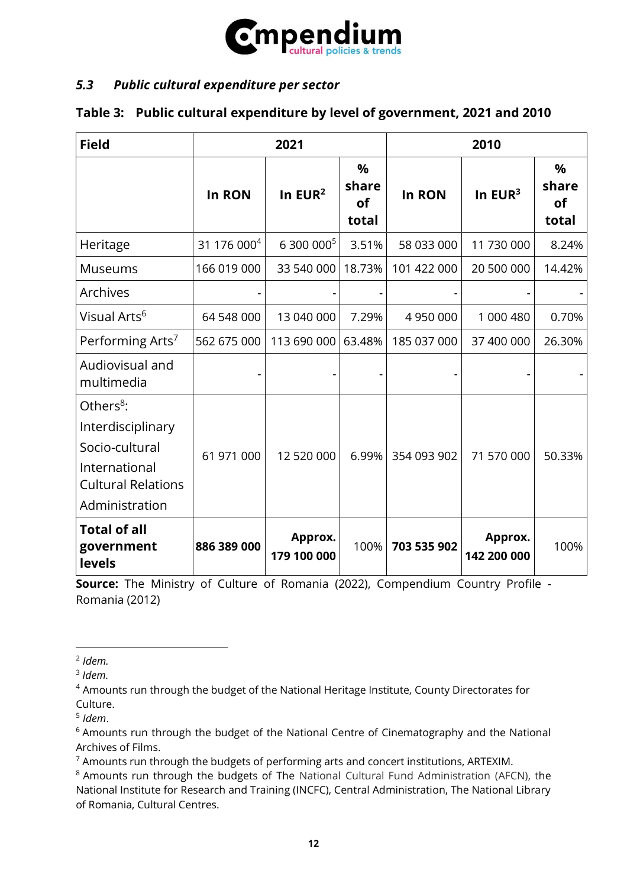### *5.3 Public cultural expenditure per sector*

**Table 3: Public cultural expenditure by level of government, 2021 and 2010**

| Field | 2021 | | | 2010 | | |
|---|---|---|---|---|---|---|
| | In RON | In EUR[2] | % share of total | In RON | In EUR[3] | % share of total |
| Heritage | 31 176 000[4] | 6 300 000[5] | 3.51% | 58 033 000 | 11 730 000 | 8.24% |
| Museums | 166 019 000 | 33 540 000 | 18.73% | 101 422 000 | 20 500 000 | 14.42% |
| Archives | - | - | - | - | - | - |
| Visual Arts[6] | 64 548 000 | 13 040 000 | 7.29% | 4 950 000 | 1 000 480 | 0.70% |
| Performing Arts[7] | 562 675 000 | 113 690 000 | 63.48% | 185 037 000 | 37 400 000 | 26.30% |
| Audiovisual and multimedia | - | - | - | - | - | - |
| Others[8]: Interdisciplinary Socio-cultural International Cultural Relations Administration | 61 971 000 | 12 520 000 | 6.99% | 354 093 902 | 71 570 000 | 50.33% |
| **Total of all government levels** | **886 389 000** | **Approx. 179 100 000** | 100% | **703 535 902** | **Approx. 142 200 000** | 100% |

**Source:** The Ministry of Culture of Romania (2022), Compendium Country Profile - Romania (2012)

---

[2] *Idem.*

[3] *Idem.*

[4] Amounts run through the budget of the National Heritage Institute, County Directorates for Culture.

[5] *Idem*.

[6] Amounts run through the budget of the National Centre of Cinematography and the National Archives of Films.

[7] Amounts run through the budgets of performing arts and concert institutions, ARTEXIM.

[8] Amounts run through the budgets of The National Cultural Fund Administration (AFCN), the National Institute for Research and Training (INCFC), Central Administration, The National Library of Romania, Cultural Centres.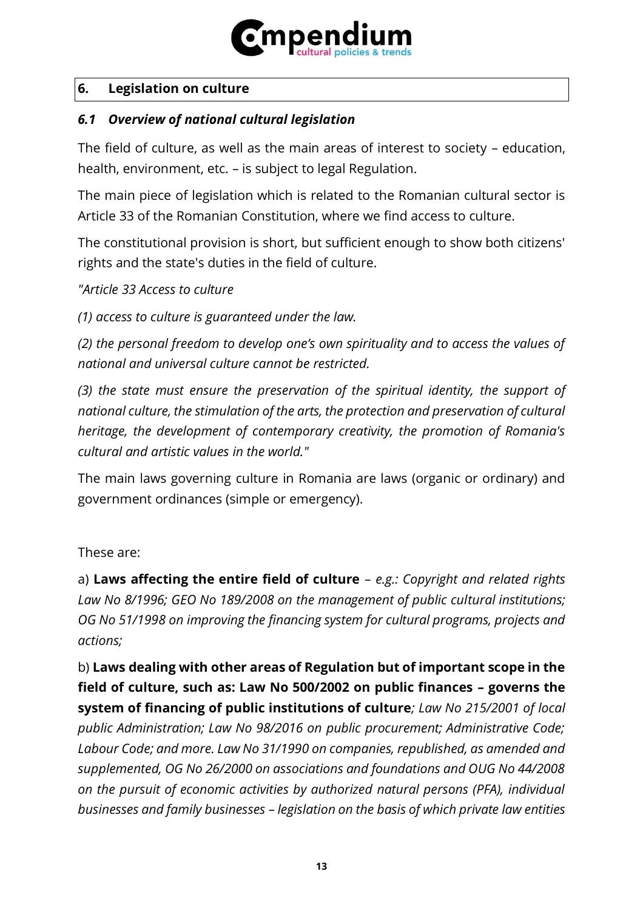## 6. Legislation on culture

### *6.1 Overview of national cultural legislation*

The field of culture, as well as the main areas of interest to society – education, health, environment, etc. – is subject to legal Regulation.

The main piece of legislation which is related to the Romanian cultural sector is Article 33 of the Romanian Constitution, where we find access to culture.

The constitutional provision is short, but sufficient enough to show both citizens' rights and the state's duties in the field of culture.

*"Article 33 Access to culture*

*(1) access to culture is guaranteed under the law.*

*(2) the personal freedom to develop one's own spirituality and to access the values of national and universal culture cannot be restricted.*

*(3) the state must ensure the preservation of the spiritual identity, the support of national culture, the stimulation of the arts, the protection and preservation of cultural heritage, the development of contemporary creativity, the promotion of Romania's cultural and artistic values in the world."*

The main laws governing culture in Romania are laws (organic or ordinary) and government ordinances (simple or emergency).

These are:

a) **Laws affecting the entire field of culture** – *e.g.: Copyright and related rights Law No 8/1996; GEO No 189/2008 on the management of public cultural institutions; OG No 51/1998 on improving the financing system for cultural programs, projects and actions;*

b) **Laws dealing with other areas of Regulation but of important scope in the field of culture, such as: Law No 500/2002 on public finances – governs the system of financing of public institutions of culture***; Law No 215/2001 of local public Administration; Law No 98/2016 on public procurement; Administrative Code; Labour Code; and more. Law No 31/1990 on companies, republished, as amended and supplemented, OG No 26/2000 on associations and foundations and OUG No 44/2008 on the pursuit of economic activities by authorized natural persons (PFA), individual businesses and family businesses – legislation on the basis of which private law entities*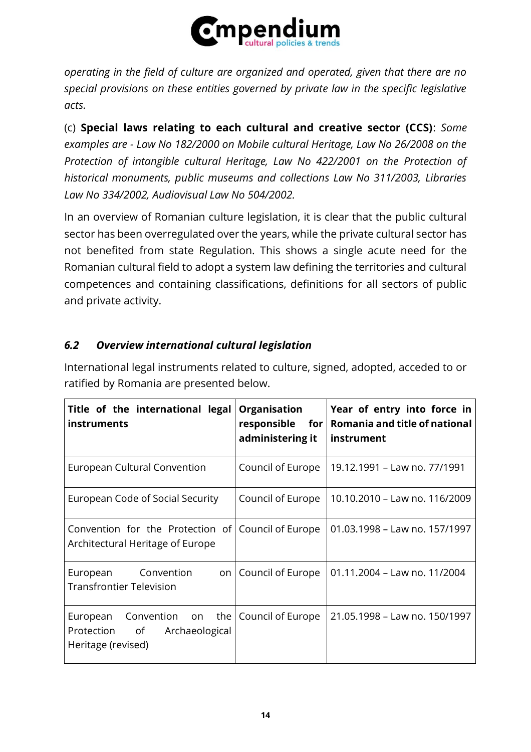*operating in the field of culture are organized and operated, given that there are no special provisions on these entities governed by private law in the specific legislative acts.*

(c) **Special laws relating to each cultural and creative sector (CCS)**: *Some examples are - Law No 182/2000 on Mobile cultural Heritage, Law No 26/2008 on the Protection of intangible cultural Heritage, Law No 422/2001 on the Protection of historical monuments, public museums and collections Law No 311/2003, Libraries Law No 334/2002, Audiovisual Law No 504/2002.*

In an overview of Romanian culture legislation, it is clear that the public cultural sector has been overregulated over the years, while the private cultural sector has not benefited from state Regulation. This shows a single acute need for the Romanian cultural field to adopt a system law defining the territories and cultural competences and containing classifications, definitions for all sectors of public and private activity.

### *6.2 Overview international cultural legislation*

International legal instruments related to culture, signed, adopted, acceded to or ratified by Romania are presented below.

| Title of the international legal instruments | Organisation responsible for administering it | Year of entry into force in Romania and title of national instrument |
|---|---|---|
| European Cultural Convention | Council of Europe | 19.12.1991 – Law no. 77/1991 |
| European Code of Social Security | Council of Europe | 10.10.2010 – Law no. 116/2009 |
| Convention for the Protection of Architectural Heritage of Europe | Council of Europe | 01.03.1998 – Law no. 157/1997 |
| European Convention on Transfrontier Television | Council of Europe | 01.11.2004 – Law no. 11/2004 |
| European Convention on the Protection of Archaeological Heritage (revised) | Council of Europe | 21.05.1998 – Law no. 150/1997 |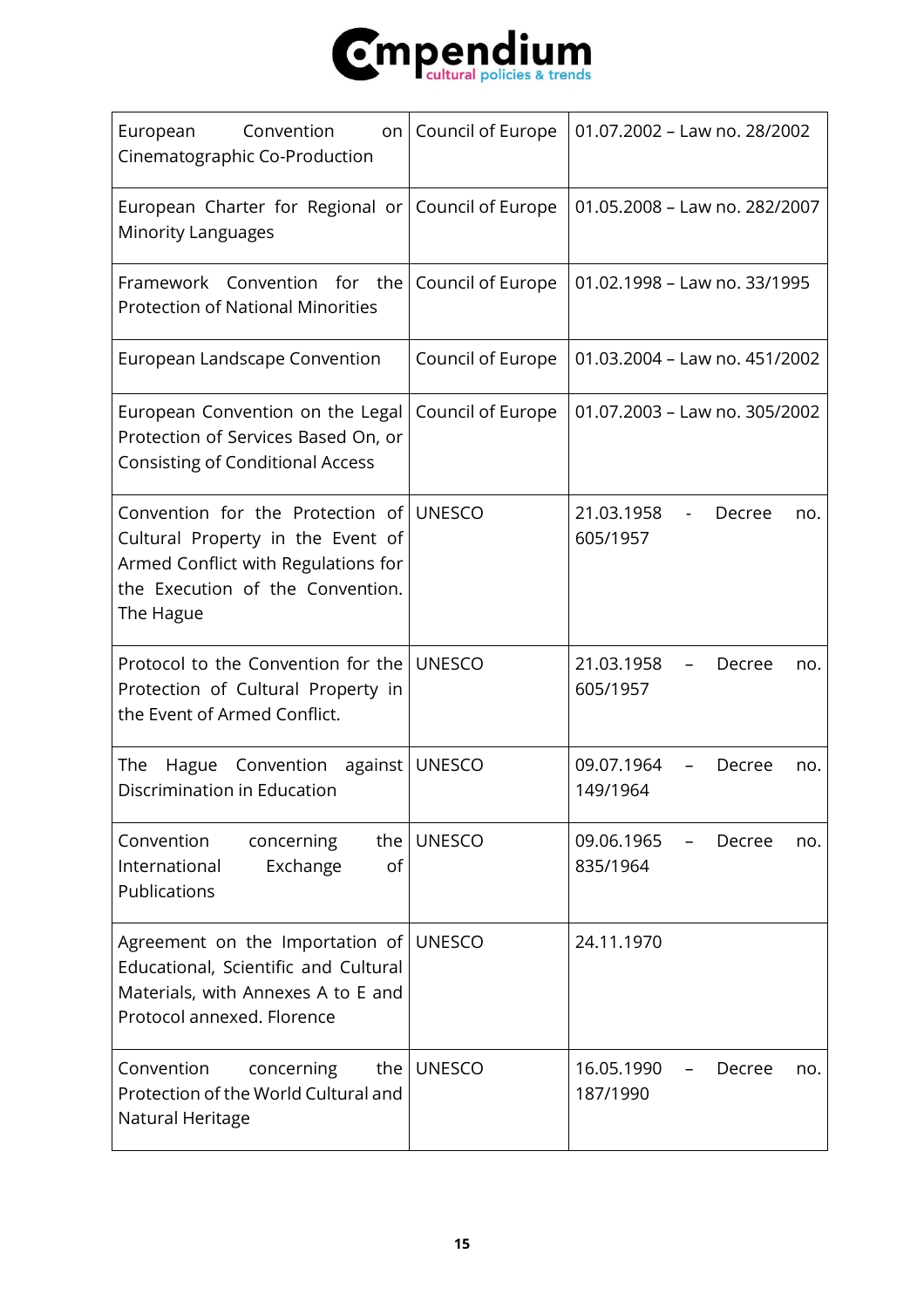| European Convention on Cinematographic Co-Production | Council of Europe | 01.07.2002 – Law no. 28/2002 |
|---|---|---|
| European Charter for Regional or Minority Languages | Council of Europe | 01.05.2008 – Law no. 282/2007 |
| Framework Convention for the Protection of National Minorities | Council of Europe | 01.02.1998 – Law no. 33/1995 |
| European Landscape Convention | Council of Europe | 01.03.2004 – Law no. 451/2002 |
| European Convention on the Legal Protection of Services Based On, or Consisting of Conditional Access | Council of Europe | 01.07.2003 – Law no. 305/2002 |
| Convention for the Protection of Cultural Property in the Event of Armed Conflict with Regulations for the Execution of the Convention. The Hague | UNESCO | 21.03.1958 - Decree no. 605/1957 |
| Protocol to the Convention for the Protection of Cultural Property in the Event of Armed Conflict. | UNESCO | 21.03.1958 – Decree no. 605/1957 |
| The Hague Convention against Discrimination in Education | UNESCO | 09.07.1964 – Decree no. 149/1964 |
| Convention concerning the International Exchange of Publications | UNESCO | 09.06.1965 – Decree no. 835/1964 |
| Agreement on the Importation of Educational, Scientific and Cultural Materials, with Annexes A to E and Protocol annexed. Florence | UNESCO | 24.11.1970 |
| Convention concerning the Protection of the World Cultural and Natural Heritage | UNESCO | 16.05.1990 – Decree no. 187/1990 |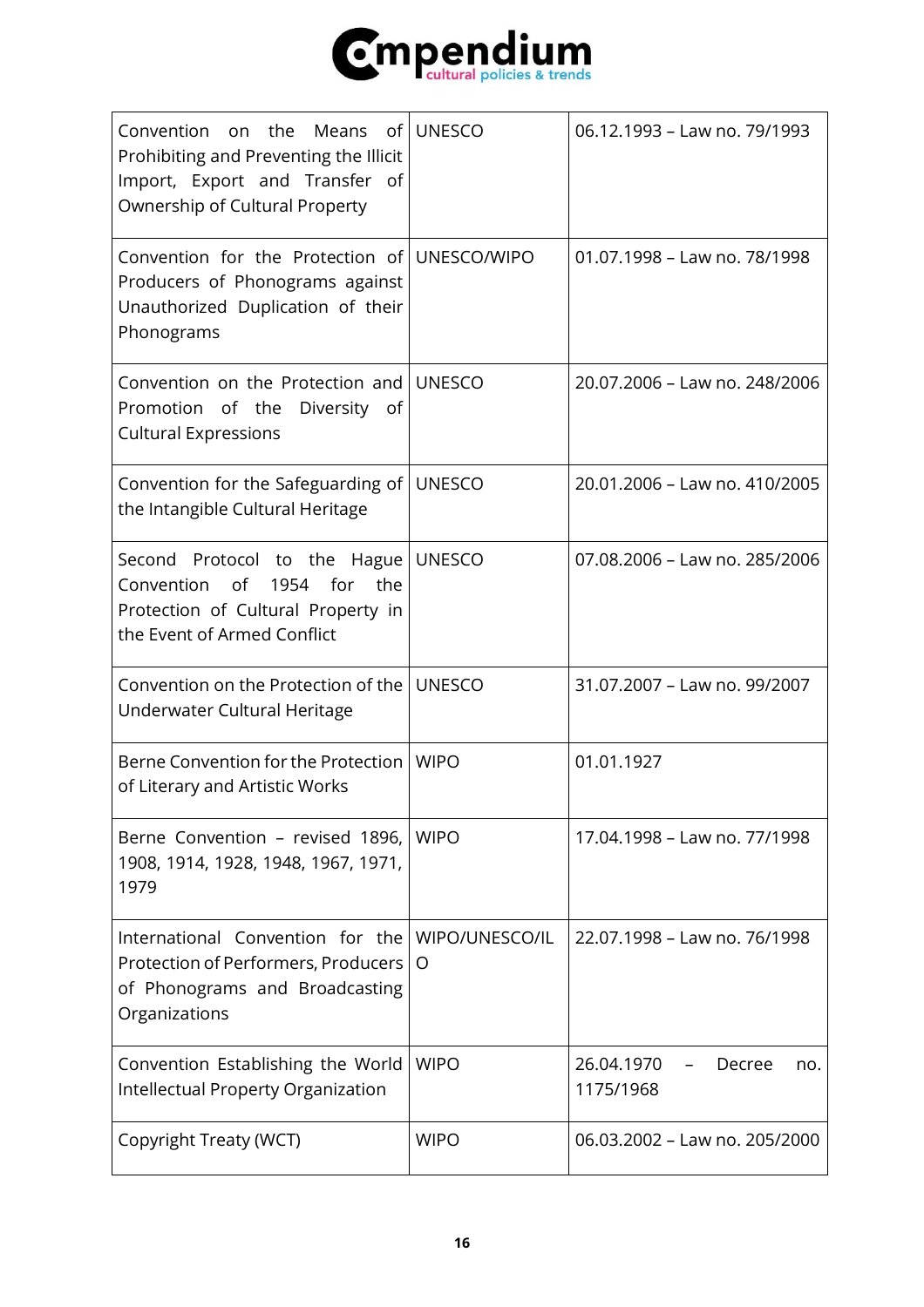| | | |
|---|---|---|
| Convention on the Means of Prohibiting and Preventing the Illicit Import, Export and Transfer of Ownership of Cultural Property | UNESCO | 06.12.1993 – Law no. 79/1993 |
| Convention for the Protection of Producers of Phonograms against Unauthorized Duplication of their Phonograms | UNESCO/WIPO | 01.07.1998 – Law no. 78/1998 |
| Convention on the Protection and Promotion of the Diversity of Cultural Expressions | UNESCO | 20.07.2006 – Law no. 248/2006 |
| Convention for the Safeguarding of the Intangible Cultural Heritage | UNESCO | 20.01.2006 – Law no. 410/2005 |
| Second Protocol to the Hague Convention of 1954 for the Protection of Cultural Property in the Event of Armed Conflict | UNESCO | 07.08.2006 – Law no. 285/2006 |
| Convention on the Protection of the Underwater Cultural Heritage | UNESCO | 31.07.2007 – Law no. 99/2007 |
| Berne Convention for the Protection of Literary and Artistic Works | WIPO | 01.01.1927 |
| Berne Convention – revised 1896, 1908, 1914, 1928, 1948, 1967, 1971, 1979 | WIPO | 17.04.1998 – Law no. 77/1998 |
| International Convention for the Protection of Performers, Producers of Phonograms and Broadcasting Organizations | WIPO/UNESCO/ILO | 22.07.1998 – Law no. 76/1998 |
| Convention Establishing the World Intellectual Property Organization | WIPO | 26.04.1970 – Decree no. 1175/1968 |
| Copyright Treaty (WCT) | WIPO | 06.03.2002 – Law no. 205/2000 |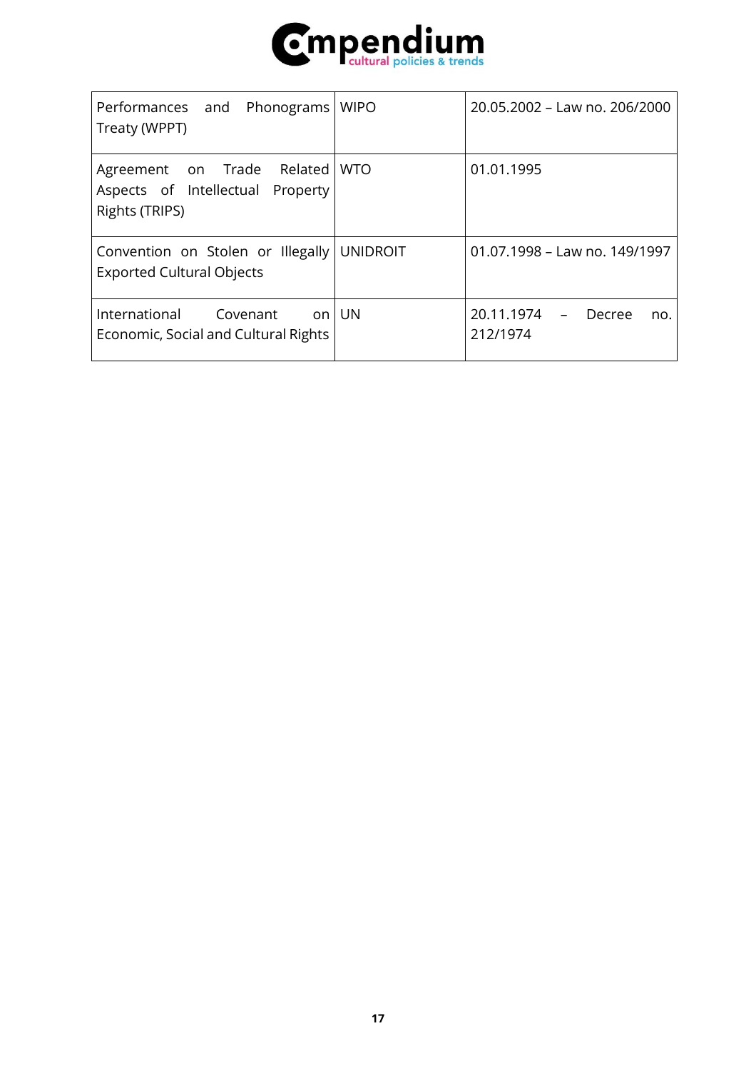| | | |
|---|---|---|
| Performances and Phonograms Treaty (WPPT) | WIPO | 20.05.2002 – Law no. 206/2000 |
| Agreement on Trade Related Aspects of Intellectual Property Rights (TRIPS) | WTO | 01.01.1995 |
| Convention on Stolen or Illegally Exported Cultural Objects | UNIDROIT | 01.07.1998 – Law no. 149/1997 |
| International Covenant on Economic, Social and Cultural Rights | UN | 20.11.1974 – Decree no. 212/1974 |